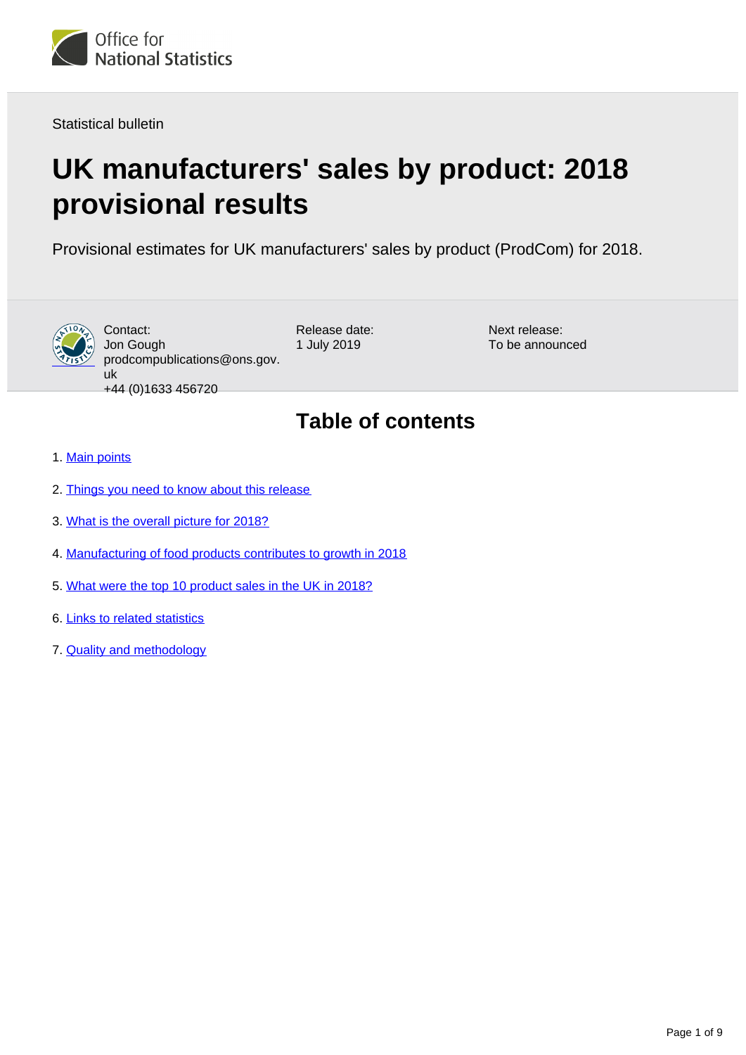Statistical bulletin

# UK manufacturers' sales by product: 2018 provisional results

Provisional estimates for UK manufacturers' sales by product (ProdCom) for 2018.

Contact:
Jon Gough
prodcompublications@ons.gov.uk
+44 (0)1633 456720

Release date:
1 July 2019

Next release:
To be announced

## Table of contents

1. Main points
2. Things you need to know about this release
3. What is the overall picture for 2018?
4. Manufacturing of food products contributes to growth in 2018
5. What were the top 10 product sales in the UK in 2018?
6. Links to related statistics
7. Quality and methodology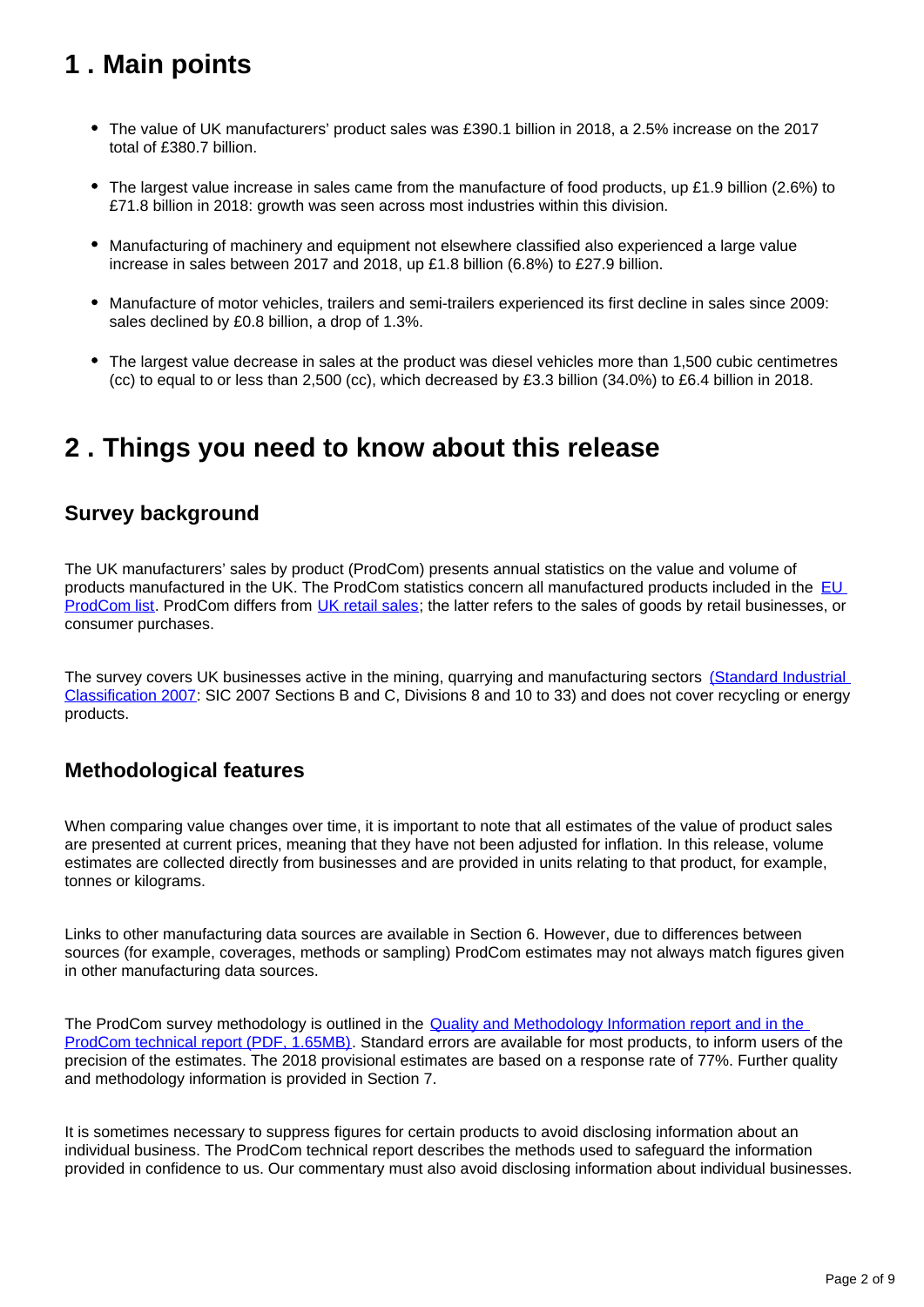## 1 . Main points

- The value of UK manufacturers' product sales was £390.1 billion in 2018, a 2.5% increase on the 2017 total of £380.7 billion.
- The largest value increase in sales came from the manufacture of food products, up £1.9 billion (2.6%) to £71.8 billion in 2018: growth was seen across most industries within this division.
- Manufacturing of machinery and equipment not elsewhere classified also experienced a large value increase in sales between 2017 and 2018, up £1.8 billion (6.8%) to £27.9 billion.
- Manufacture of motor vehicles, trailers and semi-trailers experienced its first decline in sales since 2009: sales declined by £0.8 billion, a drop of 1.3%.
- The largest value decrease in sales at the product was diesel vehicles more than 1,500 cubic centimetres (cc) to equal to or less than 2,500 (cc), which decreased by £3.3 billion (34.0%) to £6.4 billion in 2018.

## 2 . Things you need to know about this release

### Survey background

The UK manufacturers' sales by product (ProdCom) presents annual statistics on the value and volume of products manufactured in the UK. The ProdCom statistics concern all manufactured products included in the EU ProdCom list. ProdCom differs from UK retail sales; the latter refers to the sales of goods by retail businesses, or consumer purchases.

The survey covers UK businesses active in the mining, quarrying and manufacturing sectors (Standard Industrial Classification 2007: SIC 2007 Sections B and C, Divisions 8 and 10 to 33) and does not cover recycling or energy products.

### Methodological features

When comparing value changes over time, it is important to note that all estimates of the value of product sales are presented at current prices, meaning that they have not been adjusted for inflation. In this release, volume estimates are collected directly from businesses and are provided in units relating to that product, for example, tonnes or kilograms.

Links to other manufacturing data sources are available in Section 6. However, due to differences between sources (for example, coverages, methods or sampling) ProdCom estimates may not always match figures given in other manufacturing data sources.

The ProdCom survey methodology is outlined in the Quality and Methodology Information report and in the ProdCom technical report (PDF, 1.65MB). Standard errors are available for most products, to inform users of the precision of the estimates. The 2018 provisional estimates are based on a response rate of 77%. Further quality and methodology information is provided in Section 7.

It is sometimes necessary to suppress figures for certain products to avoid disclosing information about an individual business. The ProdCom technical report describes the methods used to safeguard the information provided in confidence to us. Our commentary must also avoid disclosing information about individual businesses.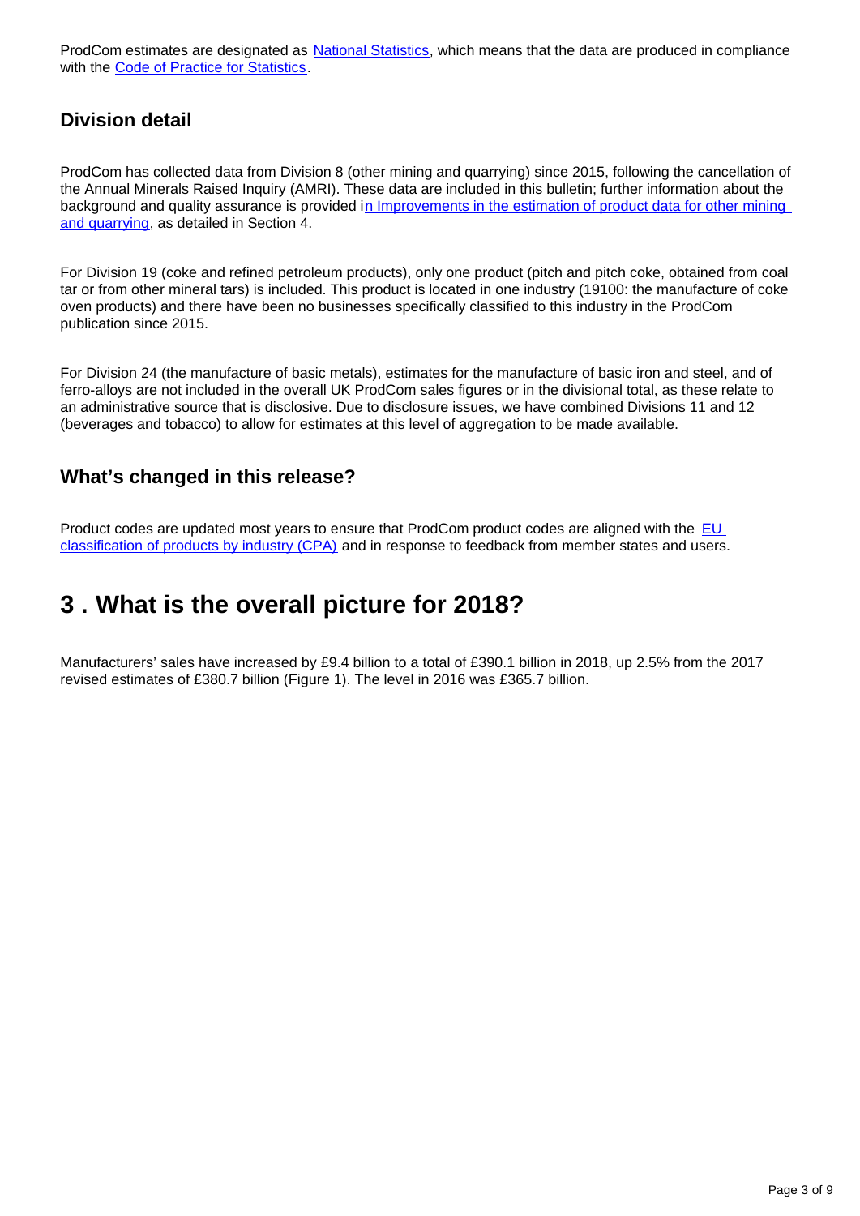ProdCom estimates are designated as National Statistics, which means that the data are produced in compliance with the Code of Practice for Statistics.

### Division detail

ProdCom has collected data from Division 8 (other mining and quarrying) since 2015, following the cancellation of the Annual Minerals Raised Inquiry (AMRI). These data are included in this bulletin; further information about the background and quality assurance is provided in Improvements in the estimation of product data for other mining and quarrying, as detailed in Section 4.

For Division 19 (coke and refined petroleum products), only one product (pitch and pitch coke, obtained from coal tar or from other mineral tars) is included. This product is located in one industry (19100: the manufacture of coke oven products) and there have been no businesses specifically classified to this industry in the ProdCom publication since 2015.

For Division 24 (the manufacture of basic metals), estimates for the manufacture of basic iron and steel, and of ferro-alloys are not included in the overall UK ProdCom sales figures or in the divisional total, as these relate to an administrative source that is disclosive. Due to disclosure issues, we have combined Divisions 11 and 12 (beverages and tobacco) to allow for estimates at this level of aggregation to be made available.

### What's changed in this release?

Product codes are updated most years to ensure that ProdCom product codes are aligned with the EU classification of products by industry (CPA) and in response to feedback from member states and users.

## 3 . What is the overall picture for 2018?

Manufacturers' sales have increased by £9.4 billion to a total of £390.1 billion in 2018, up 2.5% from the 2017 revised estimates of £380.7 billion (Figure 1). The level in 2016 was £365.7 billion.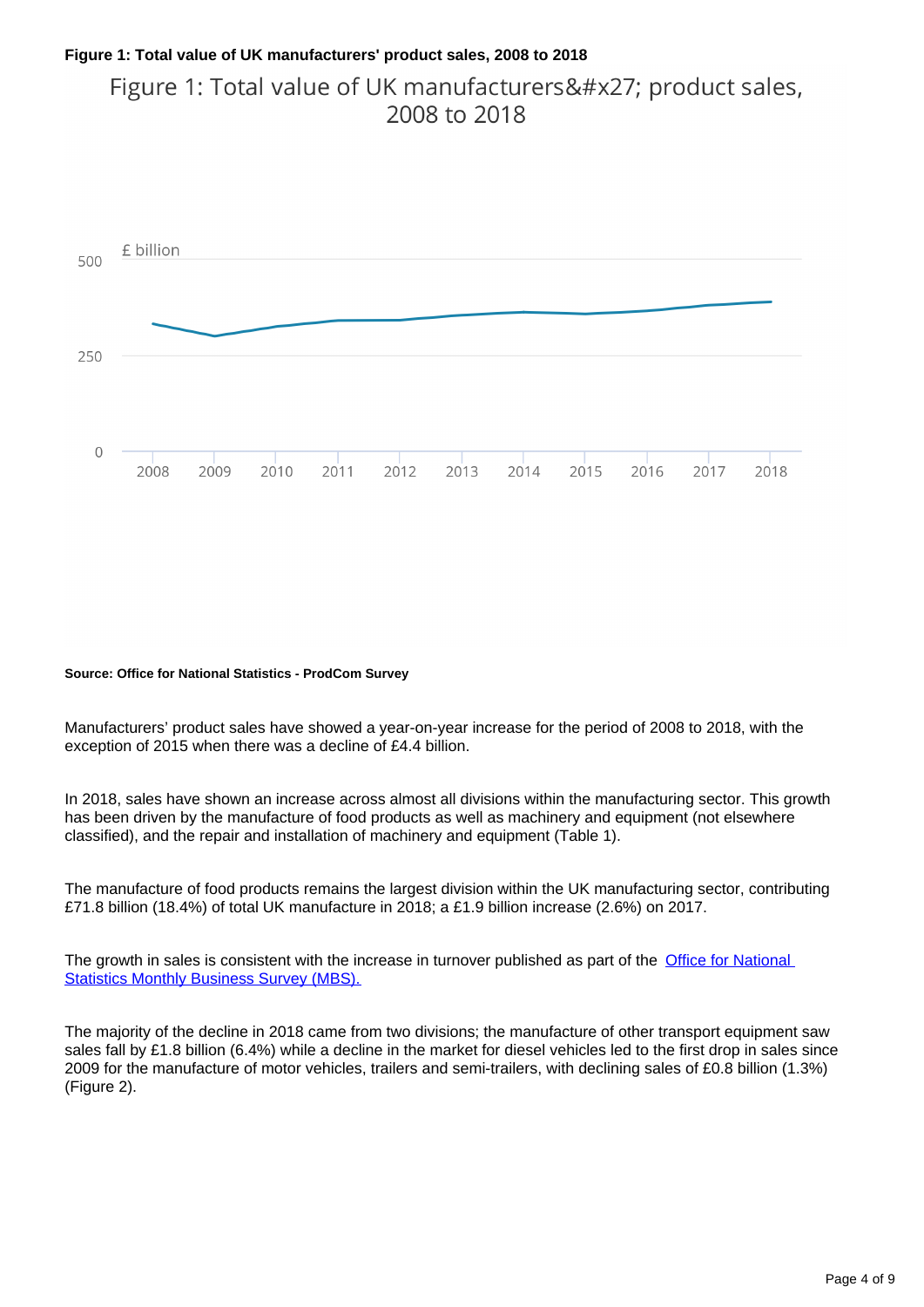**Figure 1: Total value of UK manufacturers' product sales, 2008 to 2018**

Source: Office for National Statistics - ProdCom Survey

Manufacturers’ product sales have showed a year-on-year increase for the period of 2008 to 2018, with the exception of 2015 when there was a decline of £4.4 billion.

In 2018, sales have shown an increase across almost all divisions within the manufacturing sector. This growth has been driven by the manufacture of food products as well as machinery and equipment (not elsewhere classified), and the repair and installation of machinery and equipment (Table 1).

The manufacture of food products remains the largest division within the UK manufacturing sector, contributing £71.8 billion (18.4%) of total UK manufacture in 2018; a £1.9 billion increase (2.6%) on 2017.

The growth in sales is consistent with the increase in turnover published as part of the [Office for National Statistics Monthly Business Survey (MBS).]

The majority of the decline in 2018 came from two divisions; the manufacture of other transport equipment saw sales fall by £1.8 billion (6.4%) while a decline in the market for diesel vehicles led to the first drop in sales since 2009 for the manufacture of motor vehicles, trailers and semi-trailers, with declining sales of £0.8 billion (1.3%) (Figure 2).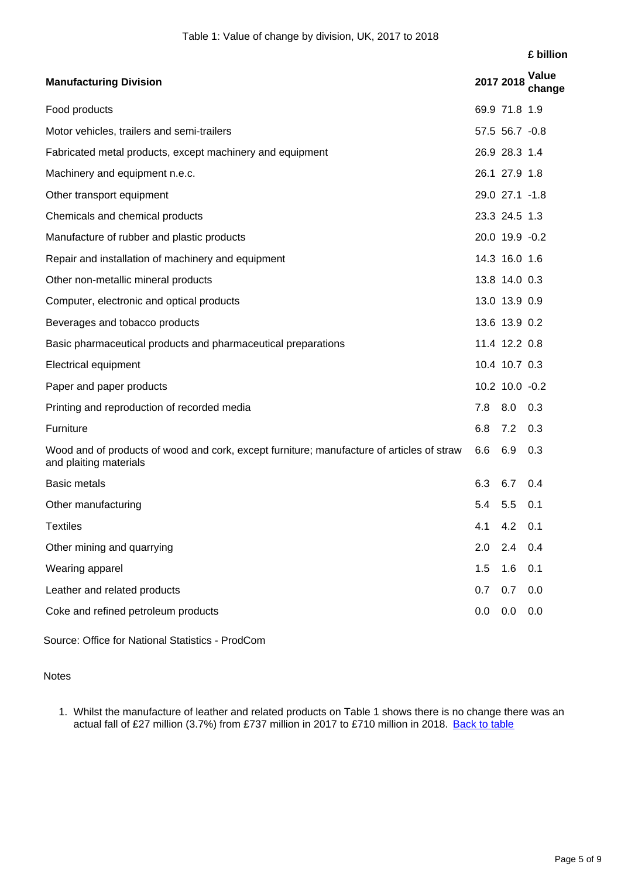Table 1: Value of change by division, UK, 2017 to 2018

£ billion

| Manufacturing Division | 2017 | 2018 | Value change |
|---|---|---|---|
| Food products | 69.9 | 71.8 | 1.9 |
| Motor vehicles, trailers and semi-trailers | 57.5 | 56.7 | -0.8 |
| Fabricated metal products, except machinery and equipment | 26.9 | 28.3 | 1.4 |
| Machinery and equipment n.e.c. | 26.1 | 27.9 | 1.8 |
| Other transport equipment | 29.0 | 27.1 | -1.8 |
| Chemicals and chemical products | 23.3 | 24.5 | 1.3 |
| Manufacture of rubber and plastic products | 20.0 | 19.9 | -0.2 |
| Repair and installation of machinery and equipment | 14.3 | 16.0 | 1.6 |
| Other non-metallic mineral products | 13.8 | 14.0 | 0.3 |
| Computer, electronic and optical products | 13.0 | 13.9 | 0.9 |
| Beverages and tobacco products | 13.6 | 13.9 | 0.2 |
| Basic pharmaceutical products and pharmaceutical preparations | 11.4 | 12.2 | 0.8 |
| Electrical equipment | 10.4 | 10.7 | 0.3 |
| Paper and paper products | 10.2 | 10.0 | -0.2 |
| Printing and reproduction of recorded media | 7.8 | 8.0 | 0.3 |
| Furniture | 6.8 | 7.2 | 0.3 |
| Wood and of products of wood and cork, except furniture; manufacture of articles of straw and plaiting materials | 6.6 | 6.9 | 0.3 |
| Basic metals | 6.3 | 6.7 | 0.4 |
| Other manufacturing | 5.4 | 5.5 | 0.1 |
| Textiles | 4.1 | 4.2 | 0.1 |
| Other mining and quarrying | 2.0 | 2.4 | 0.4 |
| Wearing apparel | 1.5 | 1.6 | 0.1 |
| Leather and related products | 0.7 | 0.7 | 0.0 |
| Coke and refined petroleum products | 0.0 | 0.0 | 0.0 |

Source: Office for National Statistics - ProdCom

Notes

1. Whilst the manufacture of leather and related products on Table 1 shows there is no change there was an actual fall of £27 million (3.7%) from £737 million in 2017 to £710 million in 2018. Back to table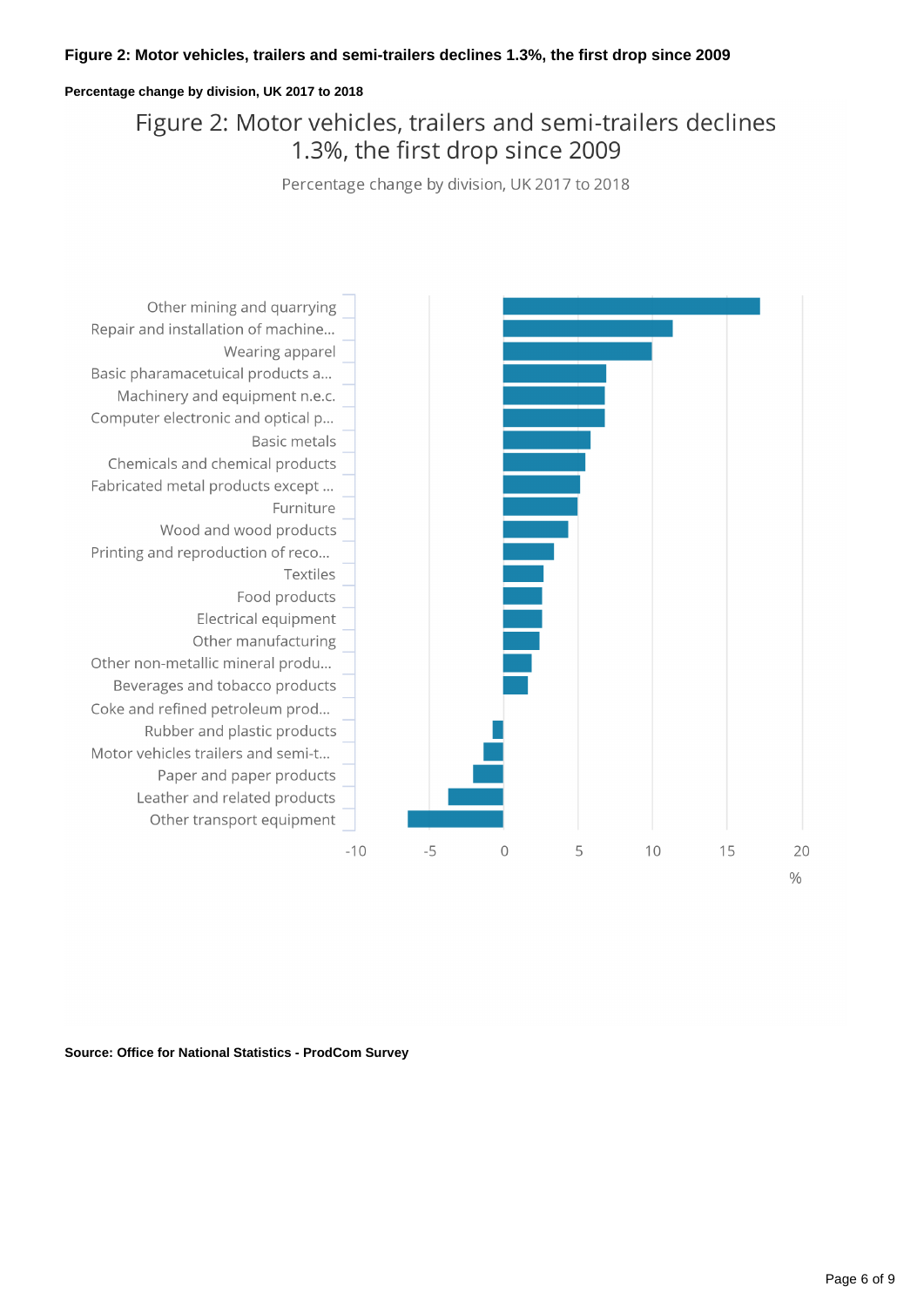**Figure 2: Motor vehicles, trailers and semi-trailers declines 1.3%, the first drop since 2009**

**Percentage change by division, UK 2017 to 2018**

Figure 2: Motor vehicles, trailers and semi-trailers declines 1.3%, the first drop since 2009

Percentage change by division, UK 2017 to 2018

Other mining and quarrying
Repair and installation of machine...
Wearing apparel
Basic pharamacetuical products a...
Machinery and equipment n.e.c.
Computer electronic and optical p...
Basic metals
Chemicals and chemical products
Fabricated metal products except ...
Furniture
Wood and wood products
Printing and reproduction of reco...
Textiles
Food products
Electrical equipment
Other manufacturing
Other non-metallic mineral produ...
Beverages and tobacco products
Coke and refined petroleum prod...
Rubber and plastic products
Motor vehicles trailers and semi-t...
Paper and paper products
Leather and related products
Other transport equipment

-10 -5 0 5 10 15 20

%

**Source: Office for National Statistics - ProdCom Survey**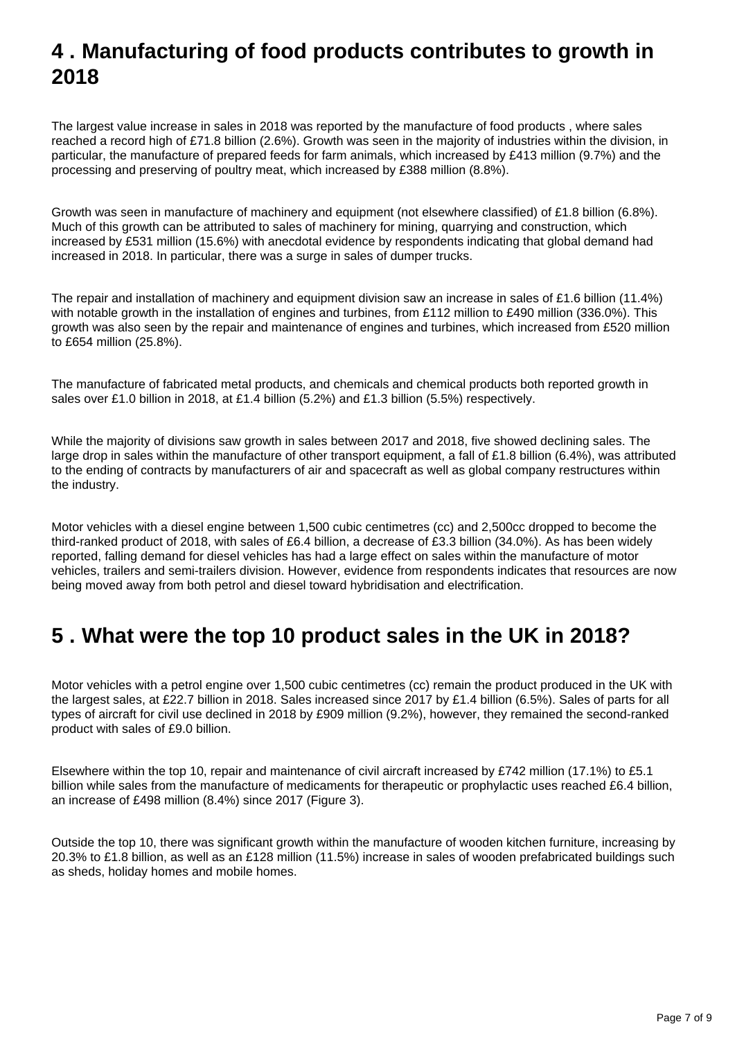## 4 . Manufacturing of food products contributes to growth in 2018

The largest value increase in sales in 2018 was reported by the manufacture of food products , where sales reached a record high of £71.8 billion (2.6%). Growth was seen in the majority of industries within the division, in particular, the manufacture of prepared feeds for farm animals, which increased by £413 million (9.7%) and the processing and preserving of poultry meat, which increased by £388 million (8.8%).

Growth was seen in manufacture of machinery and equipment (not elsewhere classified) of £1.8 billion (6.8%). Much of this growth can be attributed to sales of machinery for mining, quarrying and construction, which increased by £531 million (15.6%) with anecdotal evidence by respondents indicating that global demand had increased in 2018. In particular, there was a surge in sales of dumper trucks.

The repair and installation of machinery and equipment division saw an increase in sales of £1.6 billion (11.4%) with notable growth in the installation of engines and turbines, from £112 million to £490 million (336.0%). This growth was also seen by the repair and maintenance of engines and turbines, which increased from £520 million to £654 million (25.8%).

The manufacture of fabricated metal products, and chemicals and chemical products both reported growth in sales over £1.0 billion in 2018, at £1.4 billion (5.2%) and £1.3 billion (5.5%) respectively.

While the majority of divisions saw growth in sales between 2017 and 2018, five showed declining sales. The large drop in sales within the manufacture of other transport equipment, a fall of £1.8 billion (6.4%), was attributed to the ending of contracts by manufacturers of air and spacecraft as well as global company restructures within the industry.

Motor vehicles with a diesel engine between 1,500 cubic centimetres (cc) and 2,500cc dropped to become the third-ranked product of 2018, with sales of £6.4 billion, a decrease of £3.3 billion (34.0%). As has been widely reported, falling demand for diesel vehicles has had a large effect on sales within the manufacture of motor vehicles, trailers and semi-trailers division. However, evidence from respondents indicates that resources are now being moved away from both petrol and diesel toward hybridisation and electrification.

## 5 . What were the top 10 product sales in the UK in 2018?

Motor vehicles with a petrol engine over 1,500 cubic centimetres (cc) remain the product produced in the UK with the largest sales, at £22.7 billion in 2018. Sales increased since 2017 by £1.4 billion (6.5%). Sales of parts for all types of aircraft for civil use declined in 2018 by £909 million (9.2%), however, they remained the second-ranked product with sales of £9.0 billion.

Elsewhere within the top 10, repair and maintenance of civil aircraft increased by £742 million (17.1%) to £5.1 billion while sales from the manufacture of medicaments for therapeutic or prophylactic uses reached £6.4 billion, an increase of £498 million (8.4%) since 2017 (Figure 3).

Outside the top 10, there was significant growth within the manufacture of wooden kitchen furniture, increasing by 20.3% to £1.8 billion, as well as an £128 million (11.5%) increase in sales of wooden prefabricated buildings such as sheds, holiday homes and mobile homes.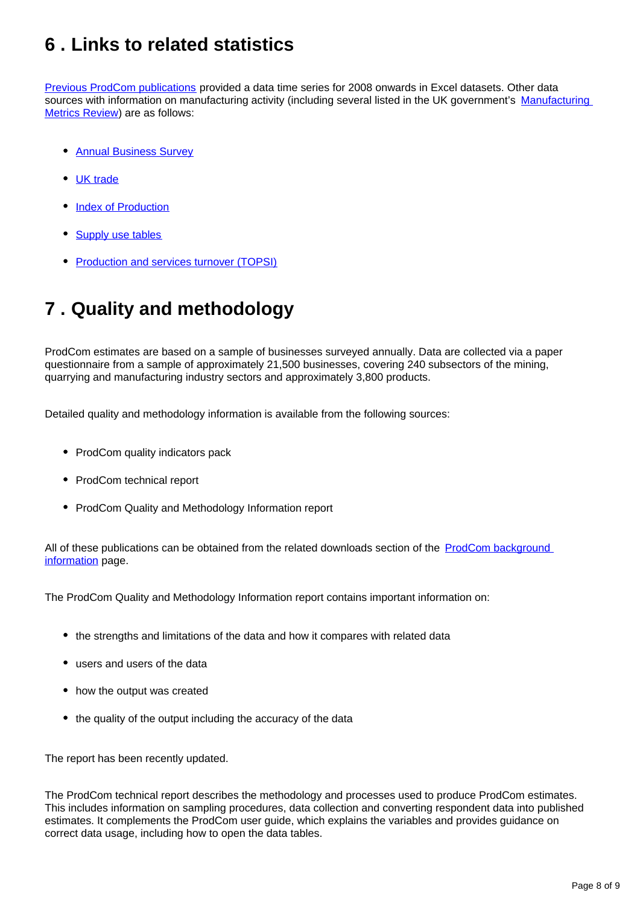## 6 . Links to related statistics

Previous ProdCom publications provided a data time series for 2008 onwards in Excel datasets. Other data sources with information on manufacturing activity (including several listed in the UK government's Manufacturing Metrics Review) are as follows:

- Annual Business Survey
- UK trade
- Index of Production
- Supply use tables
- Production and services turnover (TOPSI)

## 7 . Quality and methodology

ProdCom estimates are based on a sample of businesses surveyed annually. Data are collected via a paper questionnaire from a sample of approximately 21,500 businesses, covering 240 subsectors of the mining, quarrying and manufacturing industry sectors and approximately 3,800 products.

Detailed quality and methodology information is available from the following sources:

- ProdCom quality indicators pack
- ProdCom technical report
- ProdCom Quality and Methodology Information report

All of these publications can be obtained from the related downloads section of the ProdCom background information page.

The ProdCom Quality and Methodology Information report contains important information on:

- the strengths and limitations of the data and how it compares with related data
- users and users of the data
- how the output was created
- the quality of the output including the accuracy of the data

The report has been recently updated.

The ProdCom technical report describes the methodology and processes used to produce ProdCom estimates. This includes information on sampling procedures, data collection and converting respondent data into published estimates. It complements the ProdCom user guide, which explains the variables and provides guidance on correct data usage, including how to open the data tables.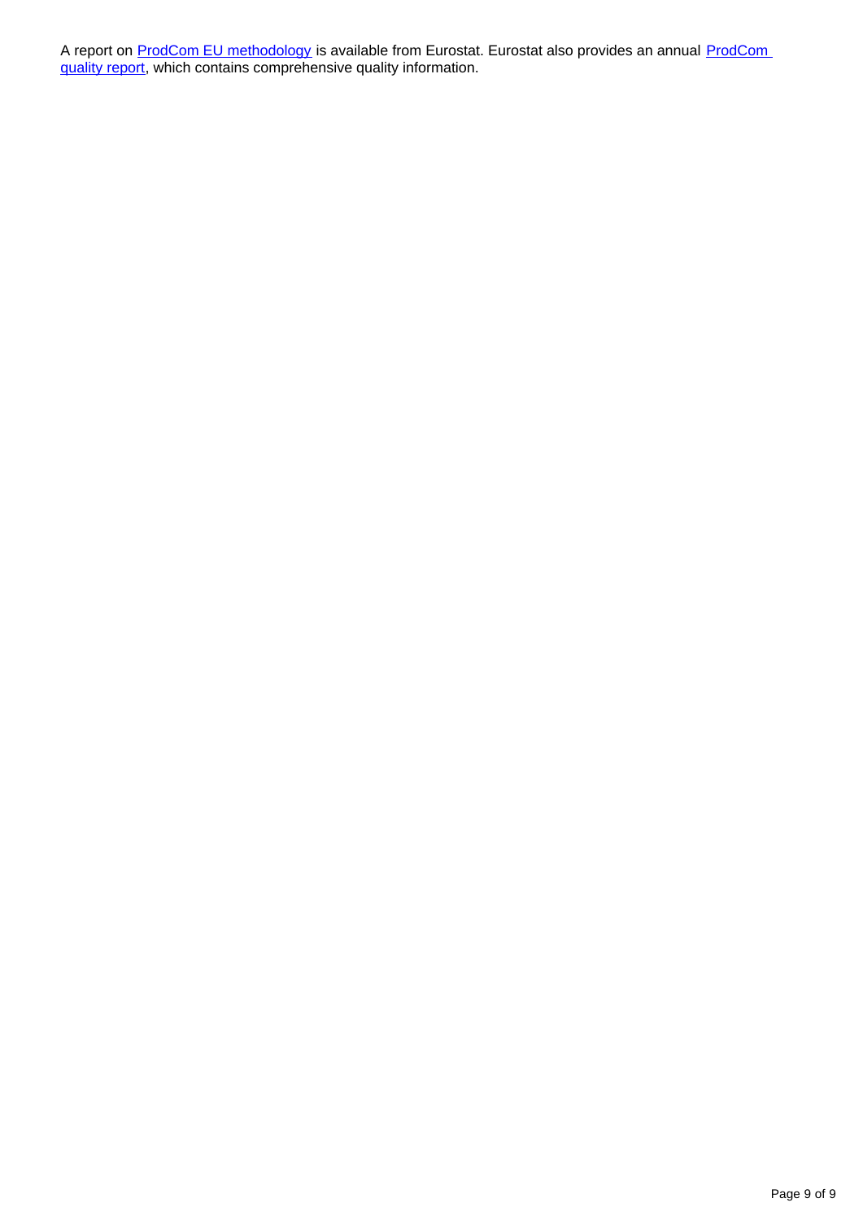A report on ProdCom EU methodology is available from Eurostat. Eurostat also provides an annual ProdCom quality report, which contains comprehensive quality information.